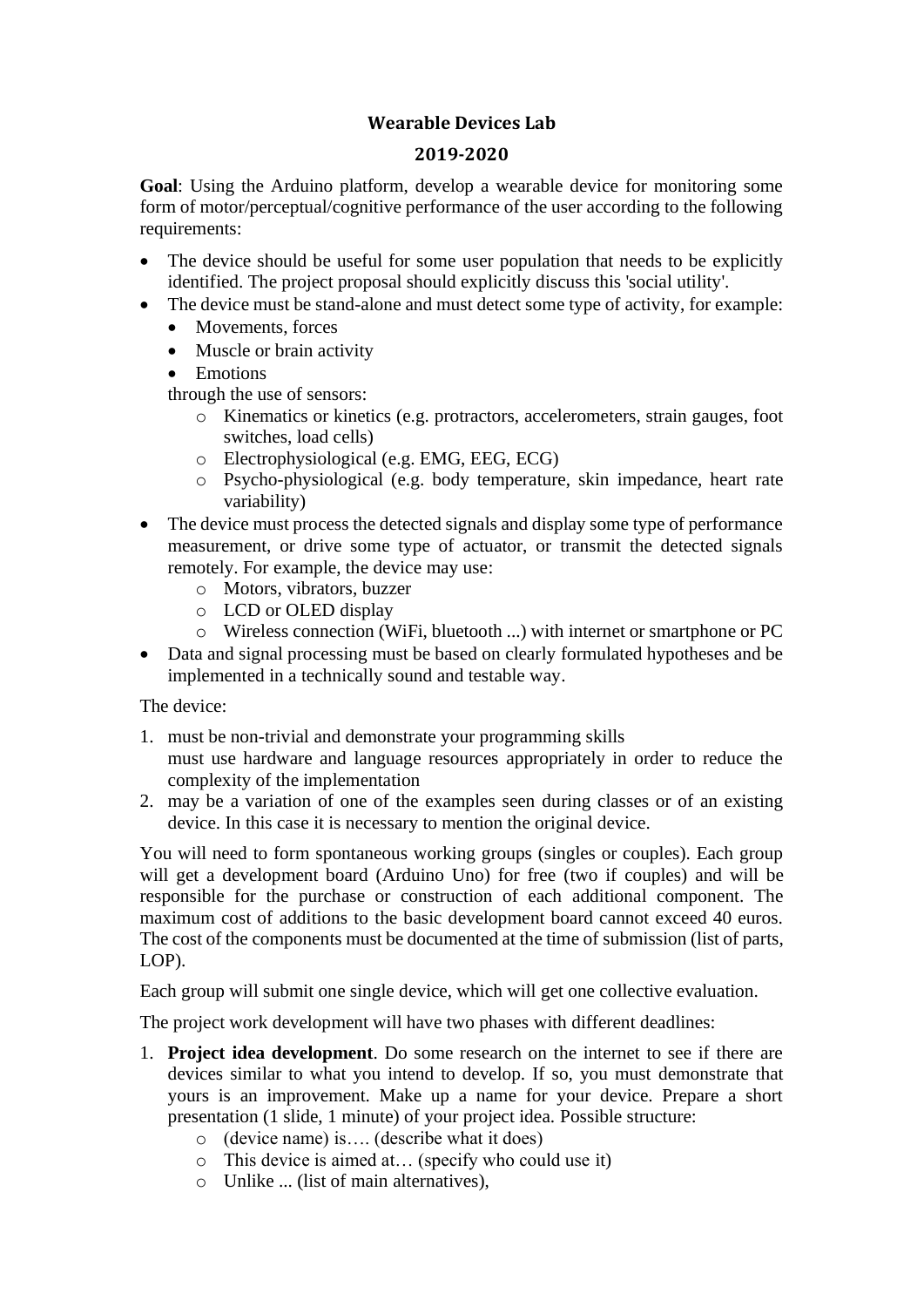# Wearable Devices Lab

## 2019-2020

**Goal**: Using the Arduino platform, develop a wearable device for monitoring some form of motor/perceptual/cognitive performance of the user according to the following requirements:

- The device should be useful for some user population that needs to be explicitly identified. The project proposal should explicitly discuss this 'social utility'.
- The device must be stand-alone and must detect some type of activity, for example:
  - Movements, forces
  - Muscle or brain activity
  - Emotions

  through the use of sensors:
    - Kinematics or kinetics (e.g. protractors, accelerometers, strain gauges, foot switches, load cells)
    - Electrophysiological (e.g. EMG, EEG, ECG)
    - Psycho-physiological (e.g. body temperature, skin impedance, heart rate variability)
- The device must process the detected signals and display some type of performance measurement, or drive some type of actuator, or transmit the detected signals remotely. For example, the device may use:
    - Motors, vibrators, buzzer
    - LCD or OLED display
    - Wireless connection (WiFi, bluetooth ...) with internet or smartphone or PC
- Data and signal processing must be based on clearly formulated hypotheses and be implemented in a technically sound and testable way.

The device:

1. must be non-trivial and demonstrate your programming skills
   must use hardware and language resources appropriately in order to reduce the complexity of the implementation
2. may be a variation of one of the examples seen during classes or of an existing device. In this case it is necessary to mention the original device.

You will need to form spontaneous working groups (singles or couples). Each group will get a development board (Arduino Uno) for free (two if couples) and will be responsible for the purchase or construction of each additional component. The maximum cost of additions to the basic development board cannot exceed 40 euros. The cost of the components must be documented at the time of submission (list of parts, LOP).

Each group will submit one single device, which will get one collective evaluation.

The project work development will have two phases with different deadlines:

1. **Project idea development**. Do some research on the internet to see if there are devices similar to what you intend to develop. If so, you must demonstrate that yours is an improvement. Make up a name for your device. Prepare a short presentation (1 slide, 1 minute) of your project idea. Possible structure:
    - (device name) is…. (describe what it does)
    - This device is aimed at… (specify who could use it)
    - Unlike ... (list of main alternatives),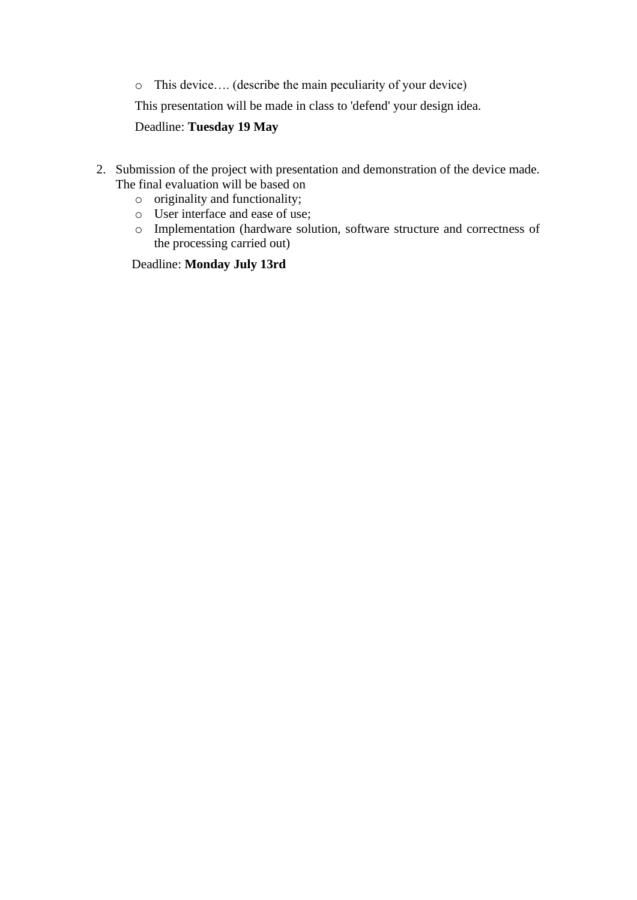- This device…. (describe the main peculiarity of your device)

   This presentation will be made in class to 'defend' your design idea.

   Deadline: **Tuesday 19 May**

2. Submission of the project with presentation and demonstration of the device made. The final evaluation will be based on
   - originality and functionality;
   - User interface and ease of use;
   - Implementation (hardware solution, software structure and correctness of the processing carried out)

   Deadline: **Monday July 13rd**